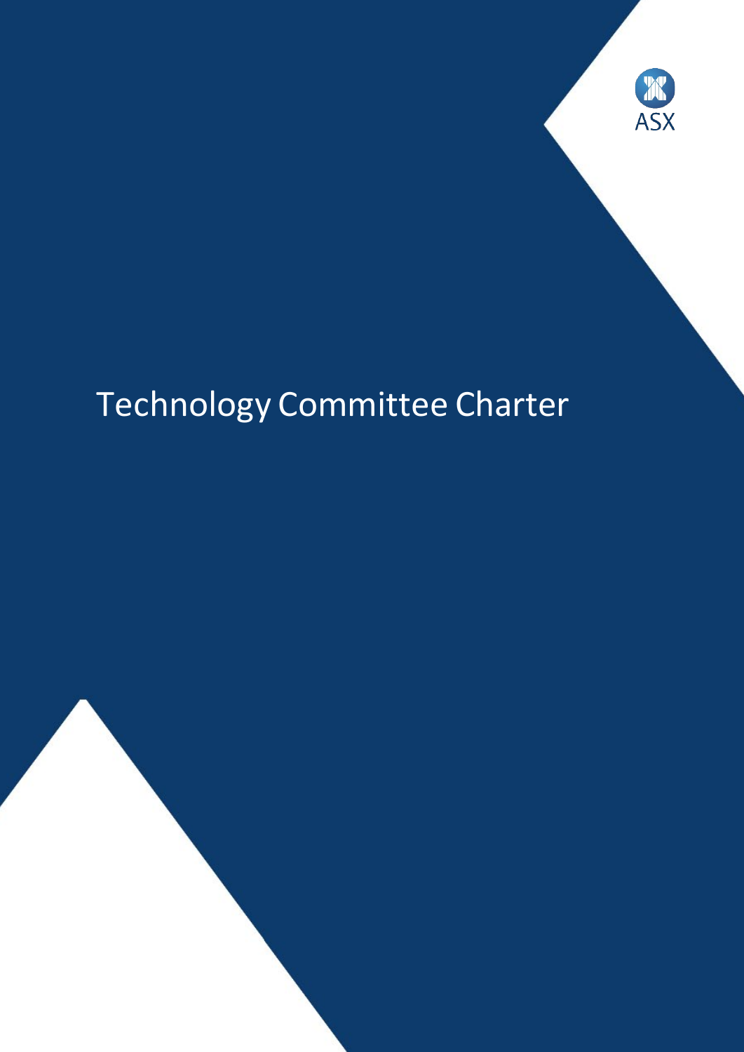# Technology Committee Charter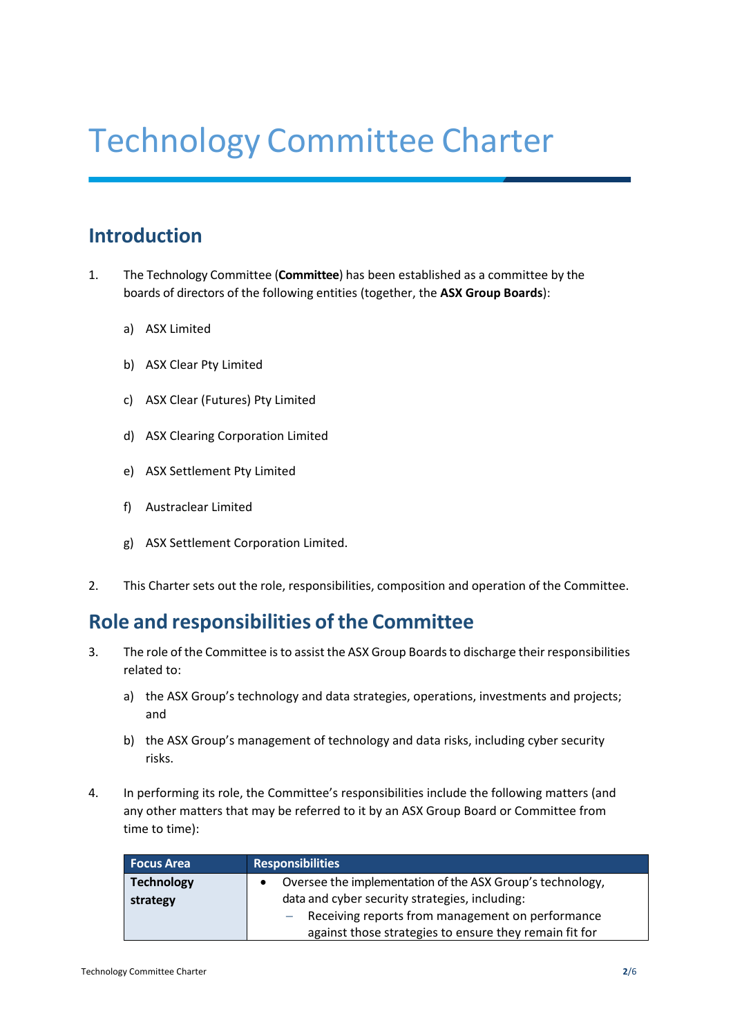# Technology Committee Charter

## Introduction

1. The Technology Committee (**Committee**) has been established as a committee by the boards of directors of the following entities (together, the **ASX Group Boards**):

   a) ASX Limited

   b) ASX Clear Pty Limited

   c) ASX Clear (Futures) Pty Limited

   d) ASX Clearing Corporation Limited

   e) ASX Settlement Pty Limited

   f) Austraclear Limited

   g) ASX Settlement Corporation Limited.

2. This Charter sets out the role, responsibilities, composition and operation of the Committee.

## Role and responsibilities of the Committee

3. The role of the Committee is to assist the ASX Group Boards to discharge their responsibilities related to:

   a) the ASX Group's technology and data strategies, operations, investments and projects; and

   b) the ASX Group's management of technology and data risks, including cyber security risks.

4. In performing its role, the Committee's responsibilities include the following matters (and any other matters that may be referred to it by an ASX Group Board or Committee from time to time):

| Focus Area | Responsibilities |
|---|---|
| **Technology strategy** | • Oversee the implementation of the ASX Group's technology, data and cyber security strategies, including:<br>– Receiving reports from management on performance against those strategies to ensure they remain fit for |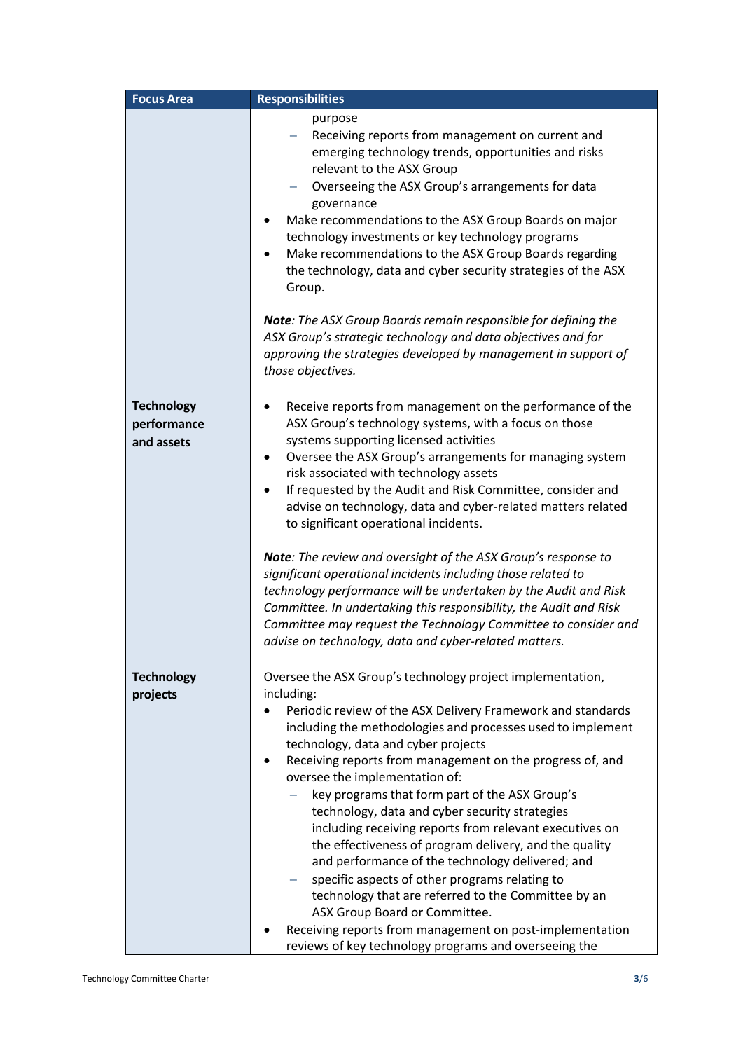| Focus Area | Responsibilities |
|---|---|
| | purpose<br>– Receiving reports from management on current and emerging technology trends, opportunities and risks relevant to the ASX Group<br>– Overseeing the ASX Group's arrangements for data governance<br>• Make recommendations to the ASX Group Boards on major technology investments or key technology programs<br>• Make recommendations to the ASX Group Boards regarding the technology, data and cyber security strategies of the ASX Group.<br><br>***Note****: The ASX Group Boards remain responsible for defining the ASX Group's strategic technology and data objectives and for approving the strategies developed by management in support of those objectives.* |
| **Technology performance and assets** | • Receive reports from management on the performance of the ASX Group's technology systems, with a focus on those systems supporting licensed activities<br>• Oversee the ASX Group's arrangements for managing system risk associated with technology assets<br>• If requested by the Audit and Risk Committee, consider and advise on technology, data and cyber-related matters related to significant operational incidents.<br><br>***Note****: The review and oversight of the ASX Group's response to significant operational incidents including those related to technology performance will be undertaken by the Audit and Risk Committee. In undertaking this responsibility, the Audit and Risk Committee may request the Technology Committee to consider and advise on technology, data and cyber-related matters.* |
| **Technology projects** | Oversee the ASX Group's technology project implementation, including:<br>• Periodic review of the ASX Delivery Framework and standards including the methodologies and processes used to implement technology, data and cyber projects<br>• Receiving reports from management on the progress of, and oversee the implementation of:<br>– key programs that form part of the ASX Group's technology, data and cyber security strategies including receiving reports from relevant executives on the effectiveness of program delivery, and the quality and performance of the technology delivered; and<br>– specific aspects of other programs relating to technology that are referred to the Committee by an ASX Group Board or Committee.<br>• Receiving reports from management on post-implementation reviews of key technology programs and overseeing the |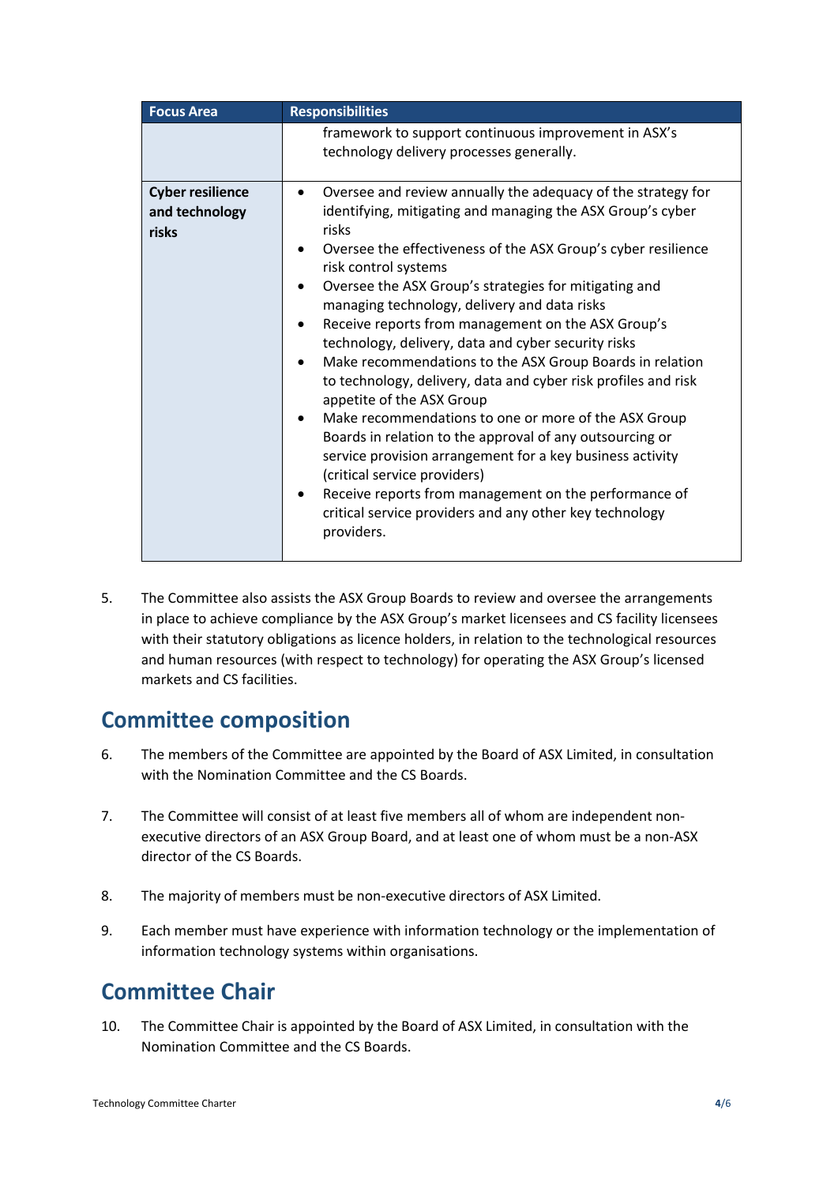| Focus Area | Responsibilities |
| --- | --- |
| | framework to support continuous improvement in ASX's technology delivery processes generally. |
| **Cyber resilience and technology risks** | • Oversee and review annually the adequacy of the strategy for identifying, mitigating and managing the ASX Group's cyber risks<br>• Oversee the effectiveness of the ASX Group's cyber resilience risk control systems<br>• Oversee the ASX Group's strategies for mitigating and managing technology, delivery and data risks<br>• Receive reports from management on the ASX Group's technology, delivery, data and cyber security risks<br>• Make recommendations to the ASX Group Boards in relation to technology, delivery, data and cyber risk profiles and risk appetite of the ASX Group<br>• Make recommendations to one or more of the ASX Group Boards in relation to the approval of any outsourcing or service provision arrangement for a key business activity (critical service providers)<br>• Receive reports from management on the performance of critical service providers and any other key technology providers. |

5. The Committee also assists the ASX Group Boards to review and oversee the arrangements in place to achieve compliance by the ASX Group's market licensees and CS facility licensees with their statutory obligations as licence holders, in relation to the technological resources and human resources (with respect to technology) for operating the ASX Group's licensed markets and CS facilities.

## Committee composition

6. The members of the Committee are appointed by the Board of ASX Limited, in consultation with the Nomination Committee and the CS Boards.

7. The Committee will consist of at least five members all of whom are independent non-executive directors of an ASX Group Board, and at least one of whom must be a non-ASX director of the CS Boards.

8. The majority of members must be non-executive directors of ASX Limited.

9. Each member must have experience with information technology or the implementation of information technology systems within organisations.

## Committee Chair

10. The Committee Chair is appointed by the Board of ASX Limited, in consultation with the Nomination Committee and the CS Boards.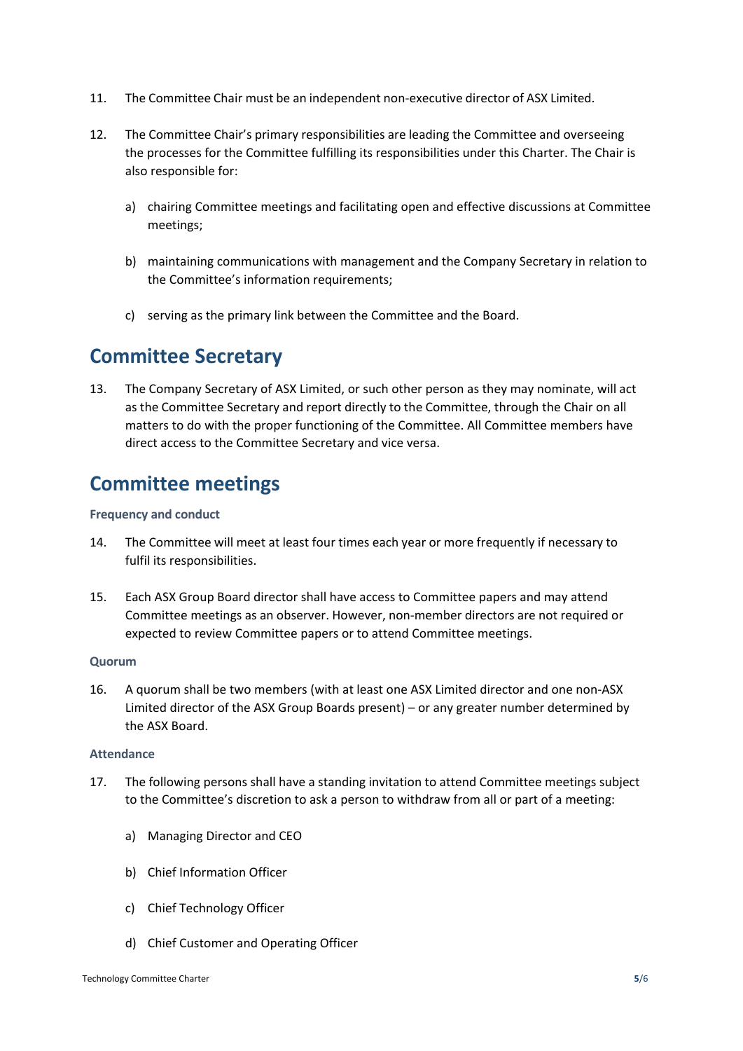11. The Committee Chair must be an independent non-executive director of ASX Limited.

12. The Committee Chair's primary responsibilities are leading the Committee and overseeing the processes for the Committee fulfilling its responsibilities under this Charter. The Chair is also responsible for:

    a) chairing Committee meetings and facilitating open and effective discussions at Committee meetings;

    b) maintaining communications with management and the Company Secretary in relation to the Committee's information requirements;

    c) serving as the primary link between the Committee and the Board.

## Committee Secretary

13. The Company Secretary of ASX Limited, or such other person as they may nominate, will act as the Committee Secretary and report directly to the Committee, through the Chair on all matters to do with the proper functioning of the Committee. All Committee members have direct access to the Committee Secretary and vice versa.

## Committee meetings

### Frequency and conduct

14. The Committee will meet at least four times each year or more frequently if necessary to fulfil its responsibilities.

15. Each ASX Group Board director shall have access to Committee papers and may attend Committee meetings as an observer. However, non-member directors are not required or expected to review Committee papers or to attend Committee meetings.

### Quorum

16. A quorum shall be two members (with at least one ASX Limited director and one non-ASX Limited director of the ASX Group Boards present) – or any greater number determined by the ASX Board.

### Attendance

17. The following persons shall have a standing invitation to attend Committee meetings subject to the Committee's discretion to ask a person to withdraw from all or part of a meeting:

    a) Managing Director and CEO

    b) Chief Information Officer

    c) Chief Technology Officer

    d) Chief Customer and Operating Officer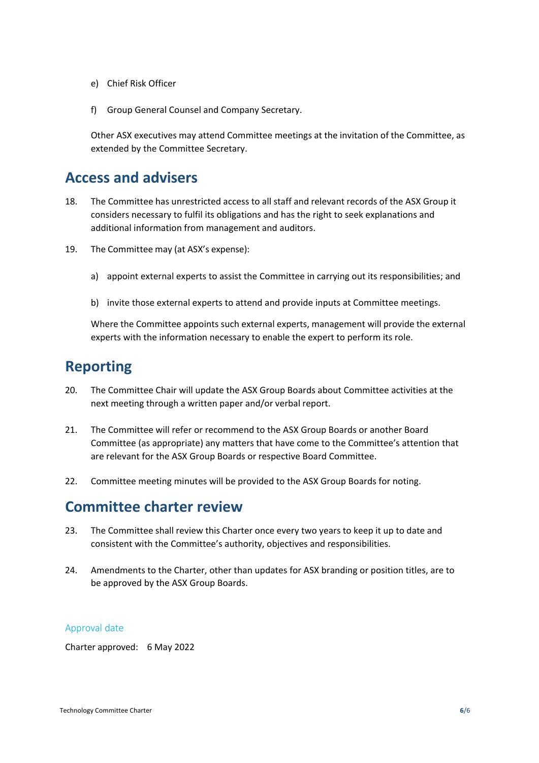e) Chief Risk Officer

f) Group General Counsel and Company Secretary.

Other ASX executives may attend Committee meetings at the invitation of the Committee, as extended by the Committee Secretary.

## Access and advisers

18. The Committee has unrestricted access to all staff and relevant records of the ASX Group it considers necessary to fulfil its obligations and has the right to seek explanations and additional information from management and auditors.

19. The Committee may (at ASX's expense):

    a) appoint external experts to assist the Committee in carrying out its responsibilities; and

    b) invite those external experts to attend and provide inputs at Committee meetings.

    Where the Committee appoints such external experts, management will provide the external experts with the information necessary to enable the expert to perform its role.

## Reporting

20. The Committee Chair will update the ASX Group Boards about Committee activities at the next meeting through a written paper and/or verbal report.

21. The Committee will refer or recommend to the ASX Group Boards or another Board Committee (as appropriate) any matters that have come to the Committee's attention that are relevant for the ASX Group Boards or respective Board Committee.

22. Committee meeting minutes will be provided to the ASX Group Boards for noting.

## Committee charter review

23. The Committee shall review this Charter once every two years to keep it up to date and consistent with the Committee's authority, objectives and responsibilities.

24. Amendments to the Charter, other than updates for ASX branding or position titles, are to be approved by the ASX Group Boards.

### Approval date

Charter approved: 6 May 2022